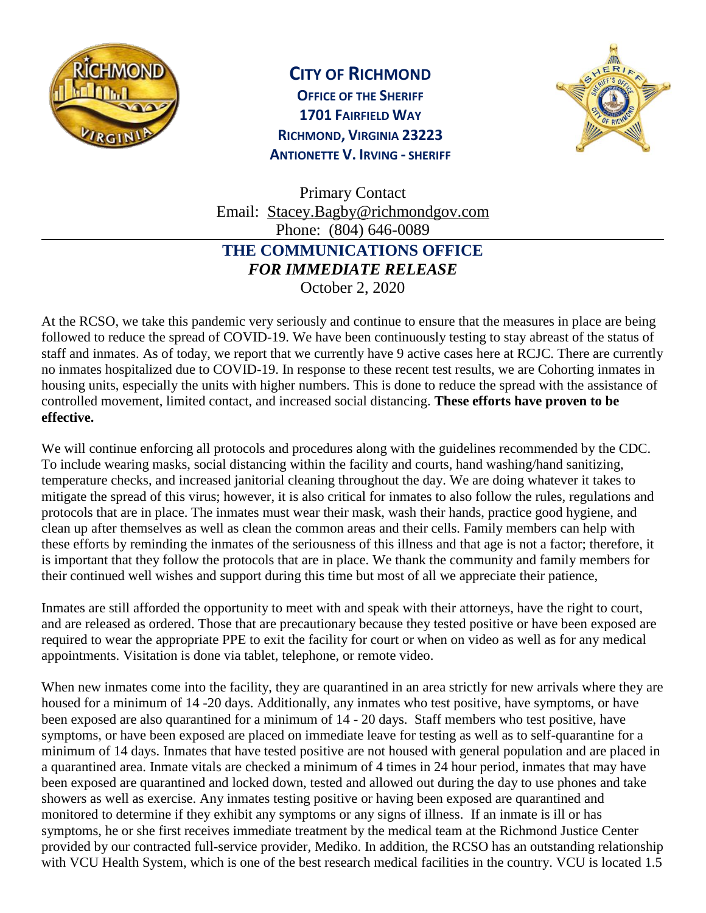**CITY OF RICHMOND**
**OFFICE OF THE SHERIFF**
**1701 FAIRFIELD WAY**
**RICHMOND, VIRGINIA 23223**
**ANTIONETTE V. IRVING - SHERIFF**

Primary Contact
Email: Stacey.Bagby@richmondgov.com
Phone: (804) 646-0089

**THE COMMUNICATIONS OFFICE**
***FOR IMMEDIATE RELEASE***
October 2, 2020

At the RCSO, we take this pandemic very seriously and continue to ensure that the measures in place are being followed to reduce the spread of COVID-19. We have been continuously testing to stay abreast of the status of staff and inmates. As of today, we report that we currently have 9 active cases here at RCJC. There are currently no inmates hospitalized due to COVID-19. In response to these recent test results, we are Cohorting inmates in housing units, especially the units with higher numbers. This is done to reduce the spread with the assistance of controlled movement, limited contact, and increased social distancing. **These efforts have proven to be effective.**

We will continue enforcing all protocols and procedures along with the guidelines recommended by the CDC. To include wearing masks, social distancing within the facility and courts, hand washing/hand sanitizing, temperature checks, and increased janitorial cleaning throughout the day. We are doing whatever it takes to mitigate the spread of this virus; however, it is also critical for inmates to also follow the rules, regulations and protocols that are in place. The inmates must wear their mask, wash their hands, practice good hygiene, and clean up after themselves as well as clean the common areas and their cells. Family members can help with these efforts by reminding the inmates of the seriousness of this illness and that age is not a factor; therefore, it is important that they follow the protocols that are in place. We thank the community and family members for their continued well wishes and support during this time but most of all we appreciate their patience,

Inmates are still afforded the opportunity to meet with and speak with their attorneys, have the right to court, and are released as ordered. Those that are precautionary because they tested positive or have been exposed are required to wear the appropriate PPE to exit the facility for court or when on video as well as for any medical appointments. Visitation is done via tablet, telephone, or remote video.

When new inmates come into the facility, they are quarantined in an area strictly for new arrivals where they are housed for a minimum of 14 -20 days. Additionally, any inmates who test positive, have symptoms, or have been exposed are also quarantined for a minimum of 14 - 20 days. Staff members who test positive, have symptoms, or have been exposed are placed on immediate leave for testing as well as to self-quarantine for a minimum of 14 days. Inmates that have tested positive are not housed with general population and are placed in a quarantined area. Inmate vitals are checked a minimum of 4 times in 24 hour period, inmates that may have been exposed are quarantined and locked down, tested and allowed out during the day to use phones and take showers as well as exercise. Any inmates testing positive or having been exposed are quarantined and monitored to determine if they exhibit any symptoms or any signs of illness. If an inmate is ill or has symptoms, he or she first receives immediate treatment by the medical team at the Richmond Justice Center provided by our contracted full-service provider, Mediko. In addition, the RCSO has an outstanding relationship with VCU Health System, which is one of the best research medical facilities in the country. VCU is located 1.5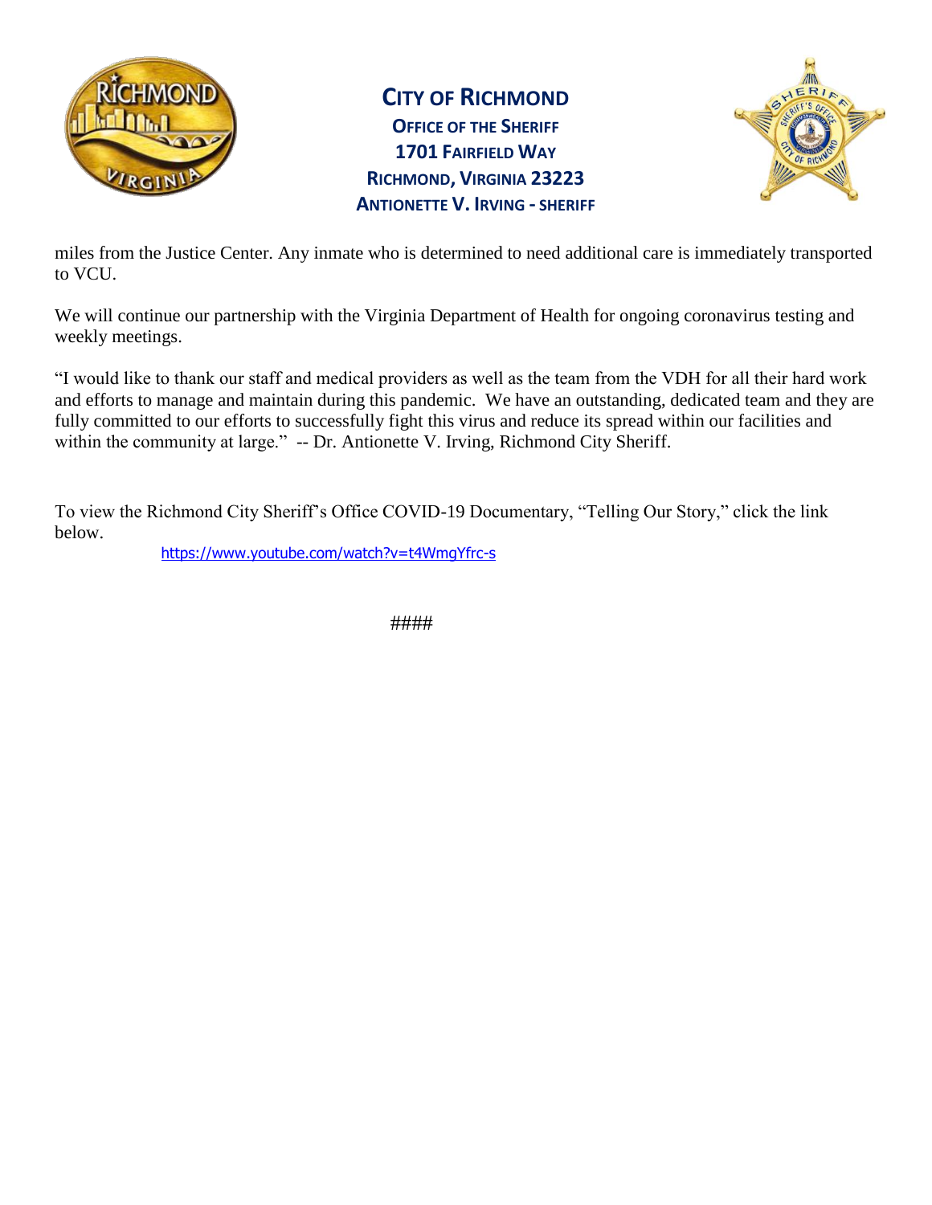miles from the Justice Center. Any inmate who is determined to need additional care is immediately transported to VCU.

We will continue our partnership with the Virginia Department of Health for ongoing coronavirus testing and weekly meetings.

"I would like to thank our staff and medical providers as well as the team from the VDH for all their hard work and efforts to manage and maintain during this pandemic. We have an outstanding, dedicated team and they are fully committed to our efforts to successfully fight this virus and reduce its spread within our facilities and within the community at large." -- Dr. Antionette V. Irving, Richmond City Sheriff.

To view the Richmond City Sheriff's Office COVID-19 Documentary, "Telling Our Story," click the link below.

https://www.youtube.com/watch?v=t4WmgYfrc-s

####